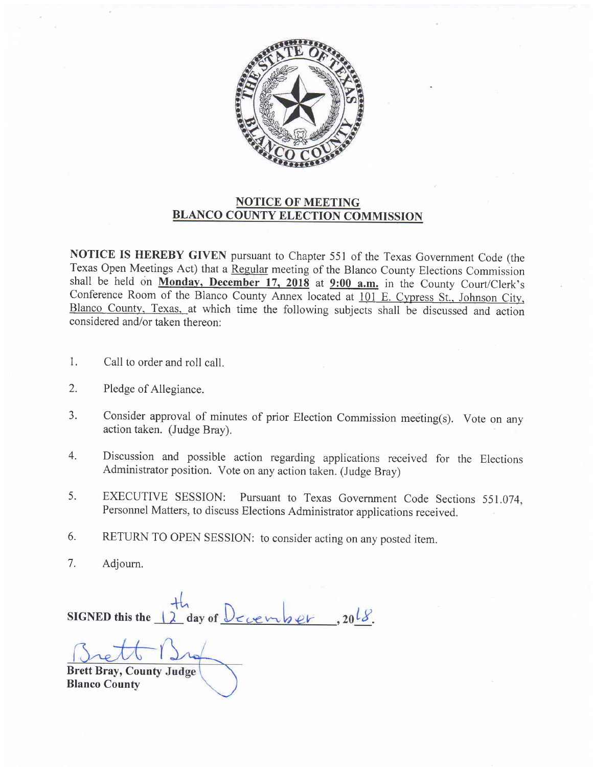## NOTICE OF MEETING
## BLANCO COUNTY ELECTION COMMISSION

**NOTICE IS HEREBY GIVEN** pursuant to Chapter 551 of the Texas Government Code (the Texas Open Meetings Act) that a Regular meeting of the Blanco County Elections Commission shall be held on **Monday, December 17, 2018** at **9:00 a.m.** in the County Court/Clerk's Conference Room of the Blanco County Annex located at 101 E. Cypress St., Johnson City, Blanco County, Texas, at which time the following subjects shall be discussed and action considered and/or taken thereon:

1. Call to order and roll call.

2. Pledge of Allegiance.

3. Consider approval of minutes of prior Election Commission meeting(s). Vote on any action taken. (Judge Bray).

4. Discussion and possible action regarding applications received for the Elections Administrator position. Vote on any action taken. (Judge Bray)

5. EXECUTIVE SESSION: Pursuant to Texas Government Code Sections 551.074, Personnel Matters, to discuss Elections Administrator applications received.

6. RETURN TO OPEN SESSION: to consider acting on any posted item.

7. Adjourn.

**SIGNED this the** 12th **day of** December **, 20**18.

Brett Bray

**Brett Bray, County Judge**
**Blanco County**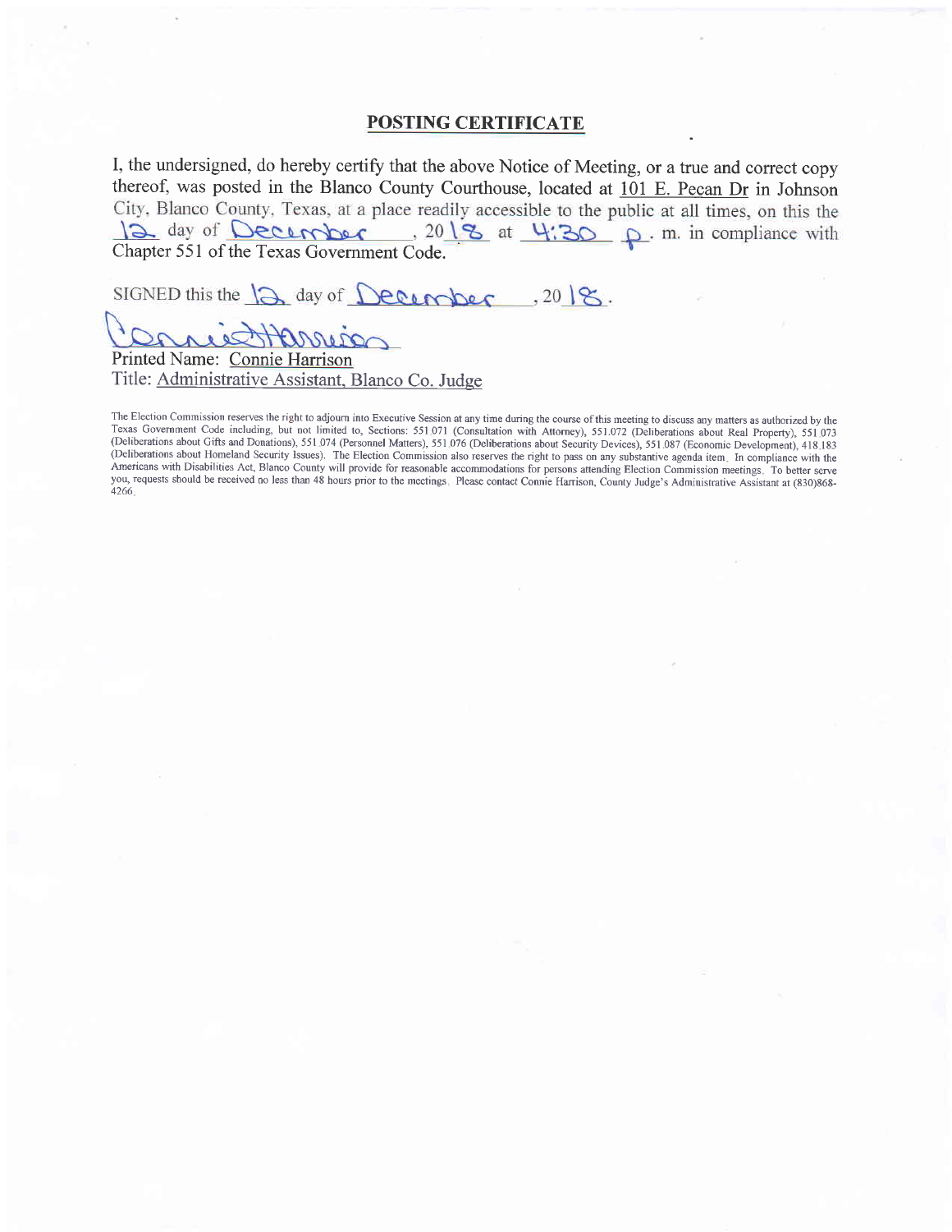## POSTING CERTIFICATE

I, the undersigned, do hereby certify that the above Notice of Meeting, or a true and correct copy thereof, was posted in the Blanco County Courthouse, located at 101 E. Pecan Dr in Johnson City, Blanco County, Texas, at a place readily accessible to the public at all times, on this the 12 day of December, 2018 at 4:30 p. m. in compliance with Chapter 551 of the Texas Government Code.

SIGNED this the 12 day of December, 2018.

Connie Harrison

Printed Name: Connie Harrison

Title: Administrative Assistant, Blanco Co. Judge

The Election Commission reserves the right to adjourn into Executive Session at any time during the course of this meeting to discuss any matters as authorized by the Texas Government Code including, but not limited to, Sections: 551.071 (Consultation with Attorney), 551.072 (Deliberations about Real Property), 551.073 (Deliberations about Gifts and Donations), 551.074 (Personnel Matters), 551.076 (Deliberations about Security Devices), 551.087 (Economic Development), 418.183 (Deliberations about Homeland Security Issues). The Election Commission also reserves the right to pass on any substantive agenda item. In compliance with the Americans with Disabilities Act, Blanco County will provide for reasonable accommodations for persons attending Election Commission meetings. To better serve you, requests should be received no less than 48 hours prior to the meetings. Please contact Connie Harrison, County Judge's Administrative Assistant at (830)868-4266.